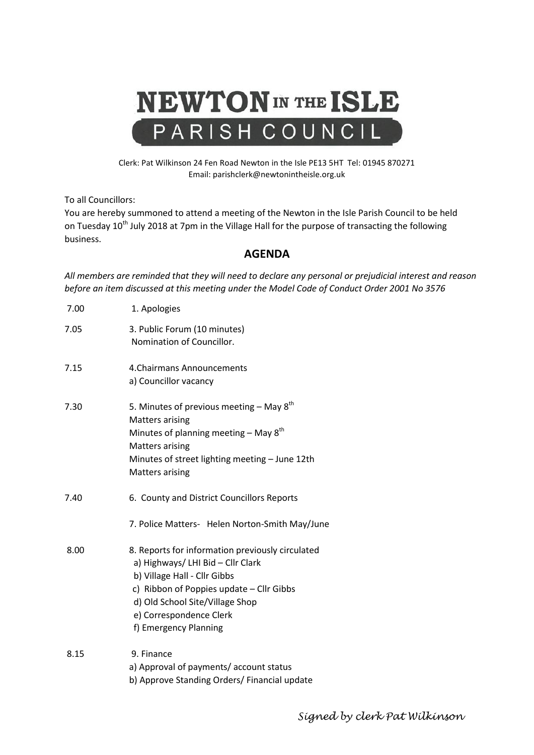# NEWTON IN THE ISLE
## PARISH COUNCIL

Clerk: Pat Wilkinson 24 Fen Road Newton in the Isle PE13 5HT Tel: 01945 870271
Email: parishclerk@newtonintheisle.org.uk

To all Councillors:
You are hereby summoned to attend a meeting of the Newton in the Isle Parish Council to be held on Tuesday 10th July 2018 at 7pm in the Village Hall for the purpose of transacting the following business.

## AGENDA

*All members are reminded that they will need to declare any personal or prejudicial interest and reason before an item discussed at this meeting under the Model Code of Conduct Order 2001 No 3576*

| | |
|---|---|
| 7.00 | 1. Apologies |
| 7.05 | 3. Public Forum (10 minutes)<br>Nomination of Councillor. |
| 7.15 | 4.Chairmans Announcements<br>a) Councillor vacancy |
| 7.30 | 5. Minutes of previous meeting – May 8th<br>Matters arising<br>Minutes of planning meeting – May 8th<br>Matters arising<br>Minutes of street lighting meeting – June 12th<br>Matters arising |
| 7.40 | 6. County and District Councillors Reports<br><br>7. Police Matters- Helen Norton-Smith May/June |
| 8.00 | 8. Reports for information previously circulated<br>a) Highways/ LHI Bid – Cllr Clark<br>b) Village Hall - Cllr Gibbs<br>c) Ribbon of Poppies update – Cllr Gibbs<br>d) Old School Site/Village Shop<br>e) Correspondence Clerk<br>f) Emergency Planning |
| 8.15 | 9. Finance<br>a) Approval of payments/ account status<br>b) Approve Standing Orders/ Financial update |

*Signed by clerk Pat Wilkinson*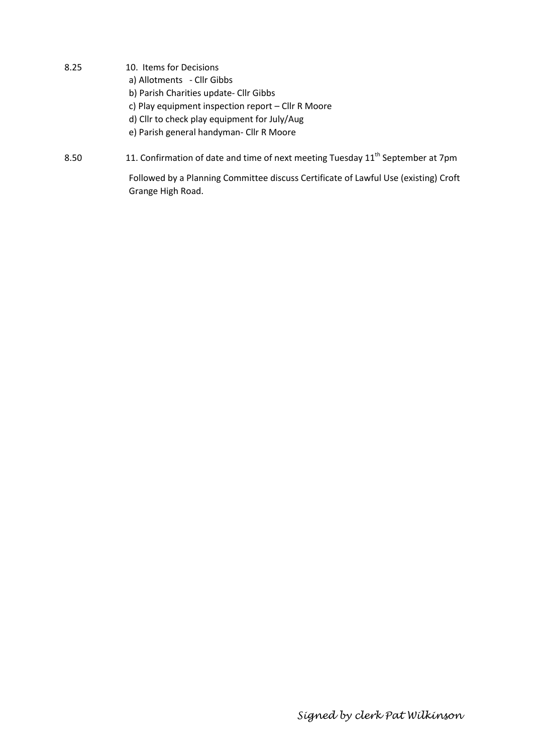8.25 10. Items for Decisions

a) Allotments - Cllr Gibbs
b) Parish Charities update- Cllr Gibbs
c) Play equipment inspection report – Cllr R Moore
d) Cllr to check play equipment for July/Aug
e) Parish general handyman- Cllr R Moore

8.50 11. Confirmation of date and time of next meeting Tuesday 11th September at 7pm

Followed by a Planning Committee discuss Certificate of Lawful Use (existing) Croft Grange High Road.

*Signed by clerk Pat Wilkinson*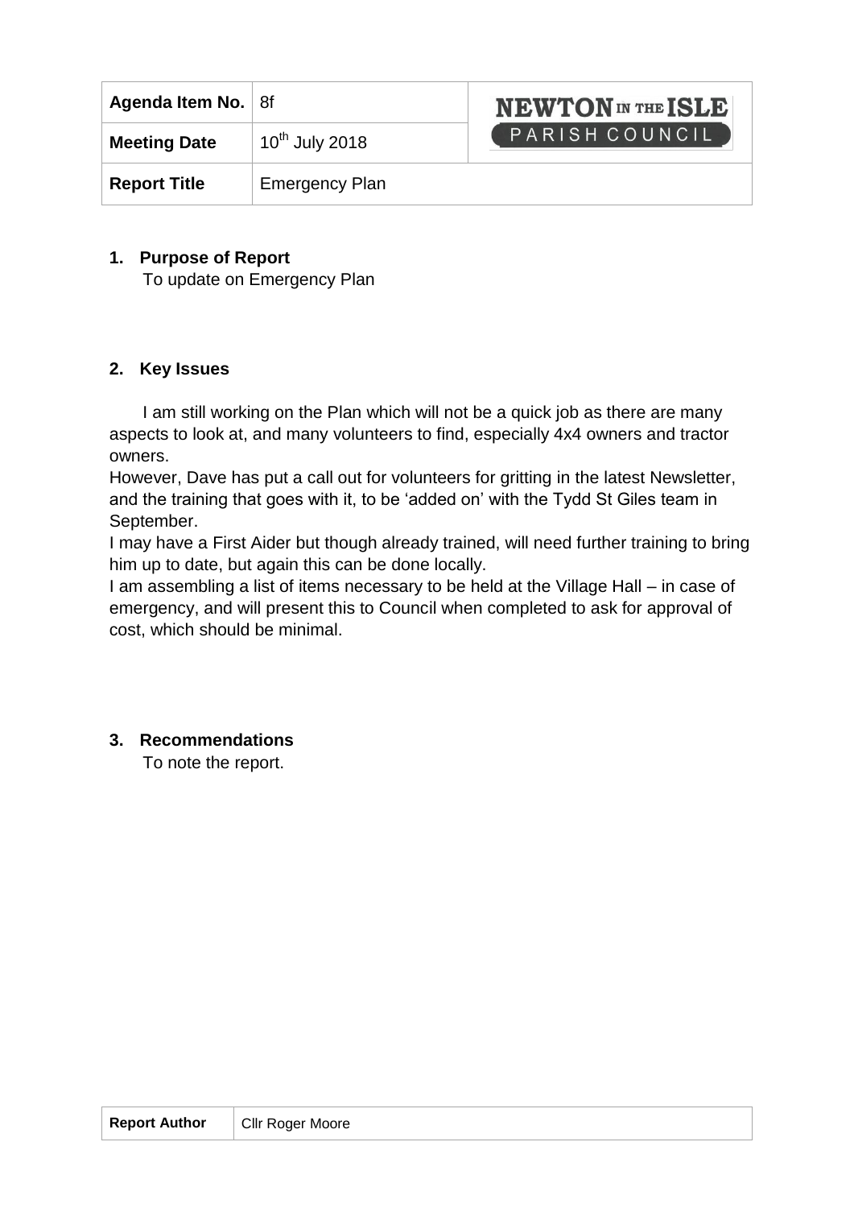| | | |
|---|---|---|
| **Agenda Item No.** | 8f | NEWTON IN THE ISLE PARISH COUNCIL |
| **Meeting Date** | 10th July 2018 | |
| **Report Title** | Emergency Plan | |

**1. Purpose of Report**

To update on Emergency Plan

**2. Key Issues**

I am still working on the Plan which will not be a quick job as there are many aspects to look at, and many volunteers to find, especially 4x4 owners and tractor owners.

However, Dave has put a call out for volunteers for gritting in the latest Newsletter, and the training that goes with it, to be 'added on' with the Tydd St Giles team in September.

I may have a First Aider but though already trained, will need further training to bring him up to date, but again this can be done locally.

I am assembling a list of items necessary to be held at the Village Hall – in case of emergency, and will present this to Council when completed to ask for approval of cost, which should be minimal.

**3. Recommendations**

To note the report.

| | |
|---|---|
| **Report Author** | Cllr Roger Moore |